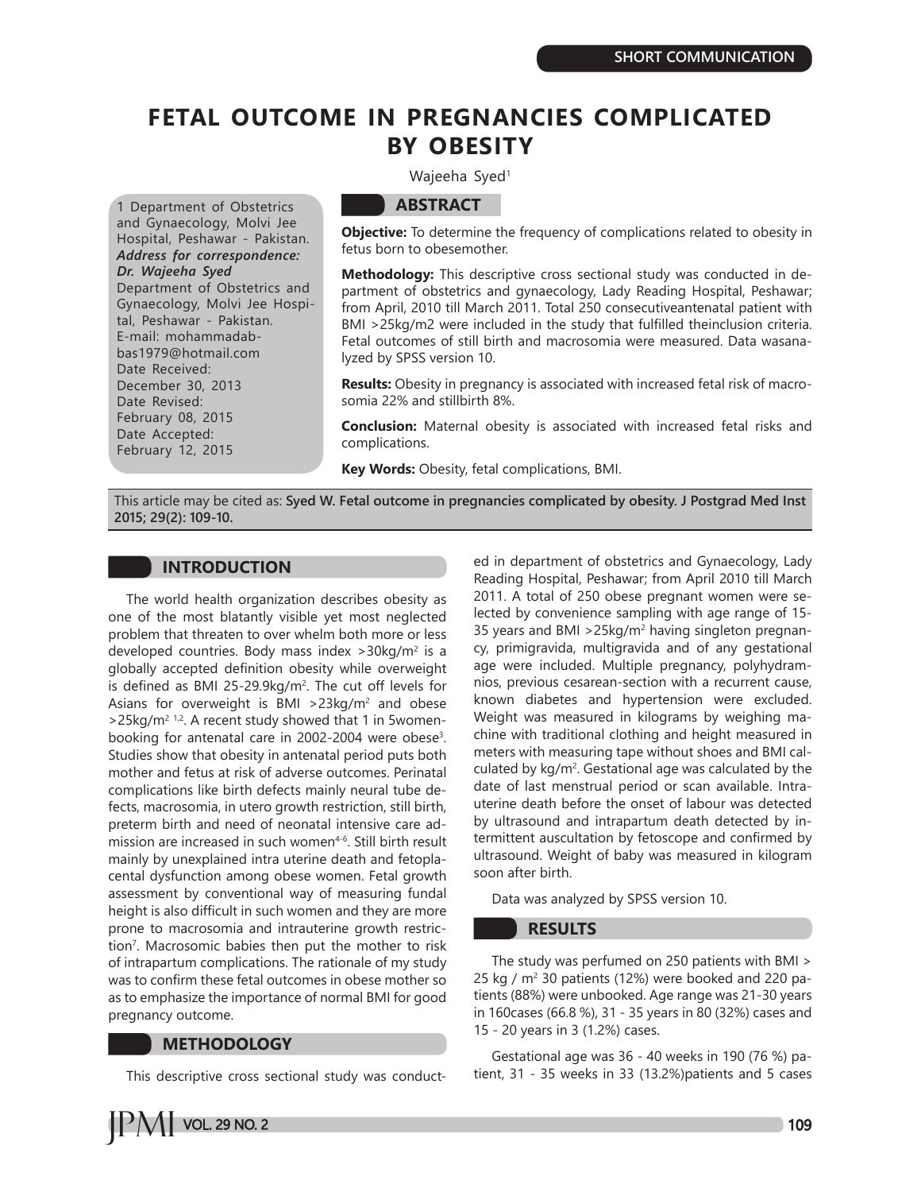SHORT COMMUNICATION

# FETAL OUTCOME IN PREGNANCIES COMPLICATED BY OBESITY

Wajeeha Syed[1]

1 Department of Obstetrics and Gynaecology, Molvi Jee Hospital, Peshawar - Pakistan.
***Address for correspondence:***
***Dr. Wajeeha Syed***
Department of Obstetrics and Gynaecology, Molvi Jee Hospital, Peshawar - Pakistan.
E-mail: mohammadabbas1979@hotmail.com
Date Received: December 30, 2013
Date Revised: February 08, 2015
Date Accepted: February 12, 2015

## ABSTRACT

**Objective:** To determine the frequency of complications related to obesity in fetus born to obesemother.

**Methodology:** This descriptive cross sectional study was conducted in department of obstetrics and gynaecology, Lady Reading Hospital, Peshawar; from April, 2010 till March 2011. Total 250 consecutiveantenatal patient with BMI >25kg/m2 were included in the study that fulfilled theinclusion criteria. Fetal outcomes of still birth and macrosomia were measured. Data wasanalyzed by SPSS version 10.

**Results:** Obesity in pregnancy is associated with increased fetal risk of macrosomia 22% and stillbirth 8%.

**Conclusion:** Maternal obesity is associated with increased fetal risks and complications.

**Key Words:** Obesity, fetal complications, BMI.

This article may be cited as: **Syed W. Fetal outcome in pregnancies complicated by obesity. J Postgrad Med Inst 2015; 29(2): 109-10.**

## INTRODUCTION

The world health organization describes obesity as one of the most blatantly visible yet most neglected problem that threaten to over whelm both more or less developed countries. Body mass index >30kg/m$^2$ is a globally accepted definition obesity while overweight is defined as BMI 25-29.9kg/m$^2$. The cut off levels for Asians for overweight is BMI >23kg/m$^2$ and obese >25kg/m$^2$ [1,2]. A recent study showed that 1 in 5womenbooking for antenatal care in 2002-2004 were obese[3]. Studies show that obesity in antenatal period puts both mother and fetus at risk of adverse outcomes. Perinatal complications like birth defects mainly neural tube defects, macrosomia, in utero growth restriction, still birth, preterm birth and need of neonatal intensive care admission are increased in such women[4-6]. Still birth result mainly by unexplained intra uterine death and fetoplacental dysfunction among obese women. Fetal growth assessment by conventional way of measuring fundal height is also difficult in such women and they are more prone to macrosomia and intrauterine growth restriction[7]. Macrosomic babies then put the mother to risk of intrapartum complications. The rationale of my study was to confirm these fetal outcomes in obese mother so as to emphasize the importance of normal BMI for good pregnancy outcome.

## METHODOLOGY

This descriptive cross sectional study was conducted in department of obstetrics and Gynaecology, Lady Reading Hospital, Peshawar; from April 2010 till March 2011. A total of 250 obese pregnant women were selected by convenience sampling with age range of 15-35 years and BMI >25kg/m$^2$ having singleton pregnancy, primigravida, multigravida and of any gestational age were included. Multiple pregnancy, polyhydramnios, previous cesarean-section with a recurrent cause, known diabetes and hypertension were excluded. Weight was measured in kilograms by weighing machine with traditional clothing and height measured in meters with measuring tape without shoes and BMI calculated by kg/m$^2$. Gestational age was calculated by the date of last menstrual period or scan available. Intrauterine death before the onset of labour was detected by ultrasound and intrapartum death detected by intermittent auscultation by fetoscope and confirmed by ultrasound. Weight of baby was measured in kilogram soon after birth.

Data was analyzed by SPSS version 10.

## RESULTS

The study was perfumed on 250 patients with BMI > 25 kg / m$^2$ 30 patients (12%) were booked and 220 patients (88%) were unbooked. Age range was 21-30 years in 160cases (66.8 %), 31 - 35 years in 80 (32%) cases and 15 - 20 years in 3 (1.2%) cases.

Gestational age was 36 - 40 weeks in 190 (76 %) patient, 31 - 35 weeks in 33 (13.2%)patients and 5 cases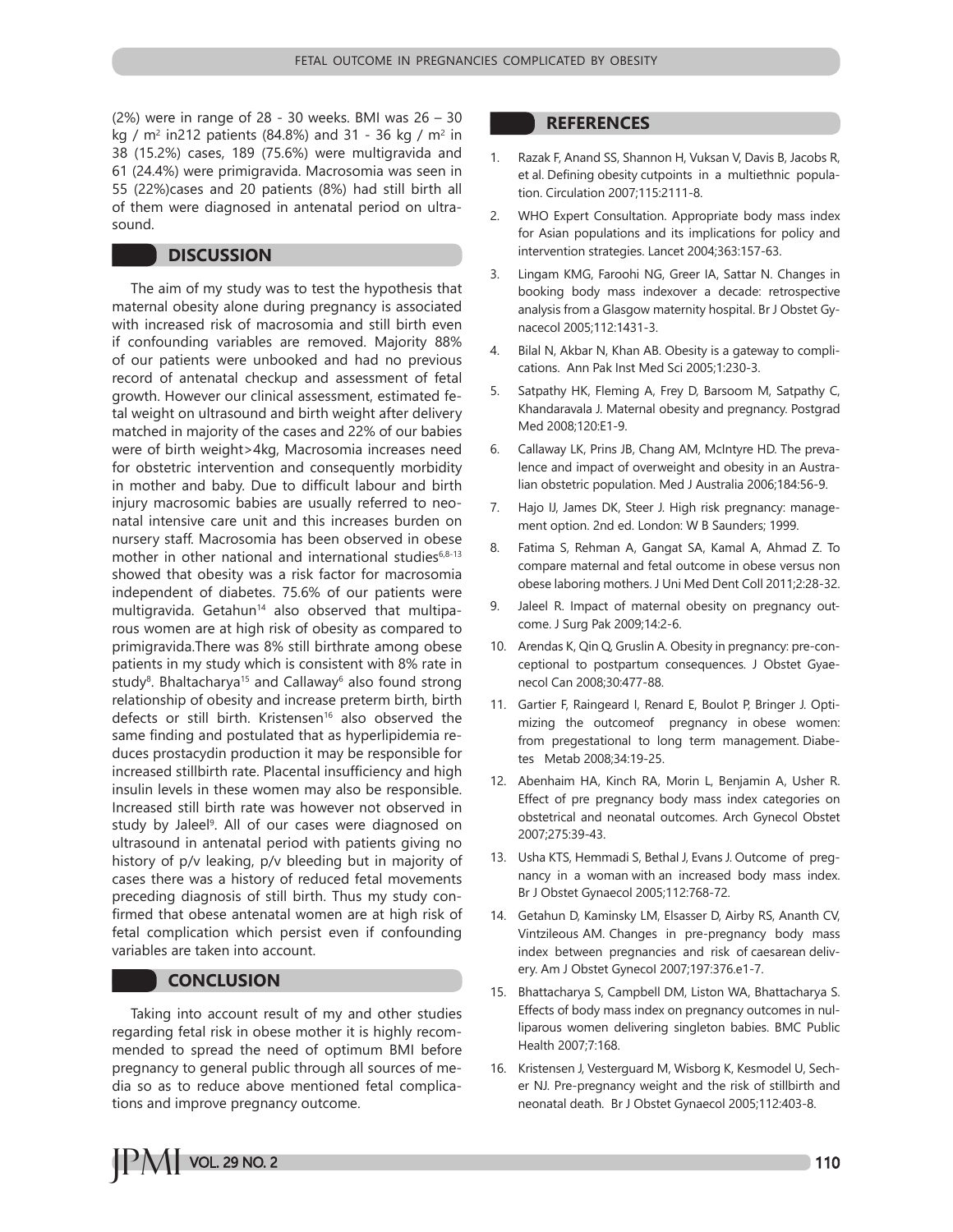(2%) were in range of 28 - 30 weeks. BMI was 26 – 30 kg / $m^2$ in212 patients (84.8%) and 31 - 36 kg / $m^2$ in 38 (15.2%) cases, 189 (75.6%) were multigravida and 61 (24.4%) were primigravida. Macrosomia was seen in 55 (22%)cases and 20 patients (8%) had still birth all of them were diagnosed in antenatal period on ultrasound.

## DISCUSSION

The aim of my study was to test the hypothesis that maternal obesity alone during pregnancy is associated with increased risk of macrosomia and still birth even if confounding variables are removed. Majority 88% of our patients were unbooked and had no previous record of antenatal checkup and assessment of fetal growth. However our clinical assessment, estimated fetal weight on ultrasound and birth weight after delivery matched in majority of the cases and 22% of our babies were of birth weight>4kg, Macrosomia increases need for obstetric intervention and consequently morbidity in mother and baby. Due to difficult labour and birth injury macrosomic babies are usually referred to neonatal intensive care unit and this increases burden on nursery staff. Macrosomia has been observed in obese mother in other national and international studies[6,8-13] showed that obesity was a risk factor for macrosomia independent of diabetes. 75.6% of our patients were multigravida. Getahun[14] also observed that multiparous women are at high risk of obesity as compared to primigravida.There was 8% still birthrate among obese patients in my study which is consistent with 8% rate in study[8]. Bhaltacharya[15] and Callaway[6] also found strong relationship of obesity and increase preterm birth, birth defects or still birth. Kristensen[16] also observed the same finding and postulated that as hyperlipidemia reduces prostacydin production it may be responsible for increased stillbirth rate. Placental insufficiency and high insulin levels in these women may also be responsible. Increased still birth rate was however not observed in study by Jaleel[9]. All of our cases were diagnosed on ultrasound in antenatal period with patients giving no history of p/v leaking, p/v bleeding but in majority of cases there was a history of reduced fetal movements preceding diagnosis of still birth. Thus my study confirmed that obese antenatal women are at high risk of fetal complication which persist even if confounding variables are taken into account.

## CONCLUSION

Taking into account result of my and other studies regarding fetal risk in obese mother it is highly recommended to spread the need of optimum BMI before pregnancy to general public through all sources of media so as to reduce above mentioned fetal complications and improve pregnancy outcome.

## REFERENCES

1. Razak F, Anand SS, Shannon H, Vuksan V, Davis B, Jacobs R, et al. Defining obesity cutpoints in a multiethnic population. Circulation 2007;115:2111-8.
2. WHO Expert Consultation. Appropriate body mass index for Asian populations and its implications for policy and intervention strategies. Lancet 2004;363:157-63.
3. Lingam KMG, Faroohi NG, Greer IA, Sattar N. Changes in booking body mass indexover a decade: retrospective analysis from a Glasgow maternity hospital. Br J Obstet Gynacecol 2005;112:1431-3.
4. Bilal N, Akbar N, Khan AB. Obesity is a gateway to complications. Ann Pak Inst Med Sci 2005;1:230-3.
5. Satpathy HK, Fleming A, Frey D, Barsoom M, Satpathy C, Khandaravala J. Maternal obesity and pregnancy. Postgrad Med 2008;120:E1-9.
6. Callaway LK, Prins JB, Chang AM, McIntyre HD. The prevalence and impact of overweight and obesity in an Australian obstetric population. Med J Australia 2006;184:56-9.
7. Hajo IJ, James DK, Steer J. High risk pregnancy: management option. 2nd ed. London: W B Saunders; 1999.
8. Fatima S, Rehman A, Gangat SA, Kamal A, Ahmad Z. To compare maternal and fetal outcome in obese versus non obese laboring mothers. J Uni Med Dent Coll 2011;2:28-32.
9. Jaleel R. Impact of maternal obesity on pregnancy outcome. J Surg Pak 2009;14:2-6.
10. Arendas K, Qin Q, Gruslin A. Obesity in pregnancy: pre-conceptional to postpartum consequences. J Obstet Gyaenecol Can 2008;30:477-88.
11. Gartier F, Raingeard I, Renard E, Boulot P, Bringer J. Optimizing the outcomeof pregnancy in obese women: from pregestational to long term management. Diabetes Metab 2008;34:19-25.
12. Abenhaim HA, Kinch RA, Morin L, Benjamin A, Usher R. Effect of pre pregnancy body mass index categories on obstetrical and neonatal outcomes. Arch Gynecol Obstet 2007;275:39-43.
13. Usha KTS, Hemmadi S, Bethal J, Evans J. Outcome of pregnancy in a woman with an increased body mass index. Br J Obstet Gynaecol 2005;112:768-72.
14. Getahun D, Kaminsky LM, Elsasser D, Airby RS, Ananth CV, Vintzileous AM. Changes in pre-pregnancy body mass index between pregnancies and risk of caesarean delivery. Am J Obstet Gynecol 2007;197:376.e1-7.
15. Bhattacharya S, Campbell DM, Liston WA, Bhattacharya S. Effects of body mass index on pregnancy outcomes in nulliparous women delivering singleton babies. BMC Public Health 2007;7:168.
16. Kristensen J, Vesterguard M, Wisborg K, Kesmodel U, Secher NJ. Pre-pregnancy weight and the risk of stillbirth and neonatal death. Br J Obstet Gynaecol 2005;112:403-8.